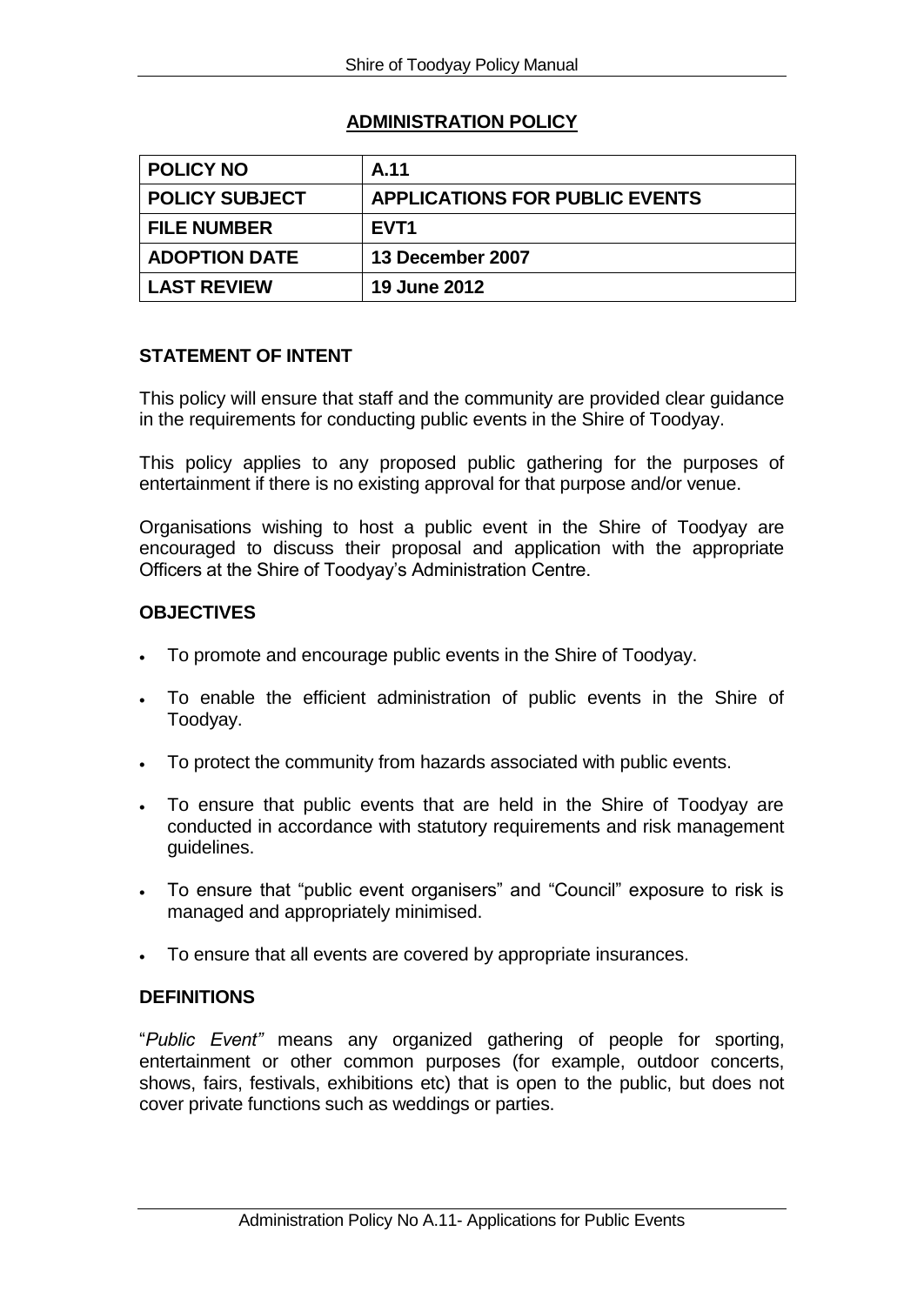## ADMINISTRATION POLICY

| POLICY NO | A.11 |
|---|---|
| POLICY SUBJECT | APPLICATIONS FOR PUBLIC EVENTS |
| FILE NUMBER | EVT1 |
| ADOPTION DATE | 13 December 2007 |
| LAST REVIEW | 19 June 2012 |

### STATEMENT OF INTENT

This policy will ensure that staff and the community are provided clear guidance in the requirements for conducting public events in the Shire of Toodyay.

This policy applies to any proposed public gathering for the purposes of entertainment if there is no existing approval for that purpose and/or venue.

Organisations wishing to host a public event in the Shire of Toodyay are encouraged to discuss their proposal and application with the appropriate Officers at the Shire of Toodyay's Administration Centre.

### OBJECTIVES

- To promote and encourage public events in the Shire of Toodyay.
- To enable the efficient administration of public events in the Shire of Toodyay.
- To protect the community from hazards associated with public events.
- To ensure that public events that are held in the Shire of Toodyay are conducted in accordance with statutory requirements and risk management guidelines.
- To ensure that "public event organisers" and "Council" exposure to risk is managed and appropriately minimised.
- To ensure that all events are covered by appropriate insurances.

### DEFINITIONS

"*Public Event"* means any organized gathering of people for sporting, entertainment or other common purposes (for example, outdoor concerts, shows, fairs, festivals, exhibitions etc) that is open to the public, but does not cover private functions such as weddings or parties.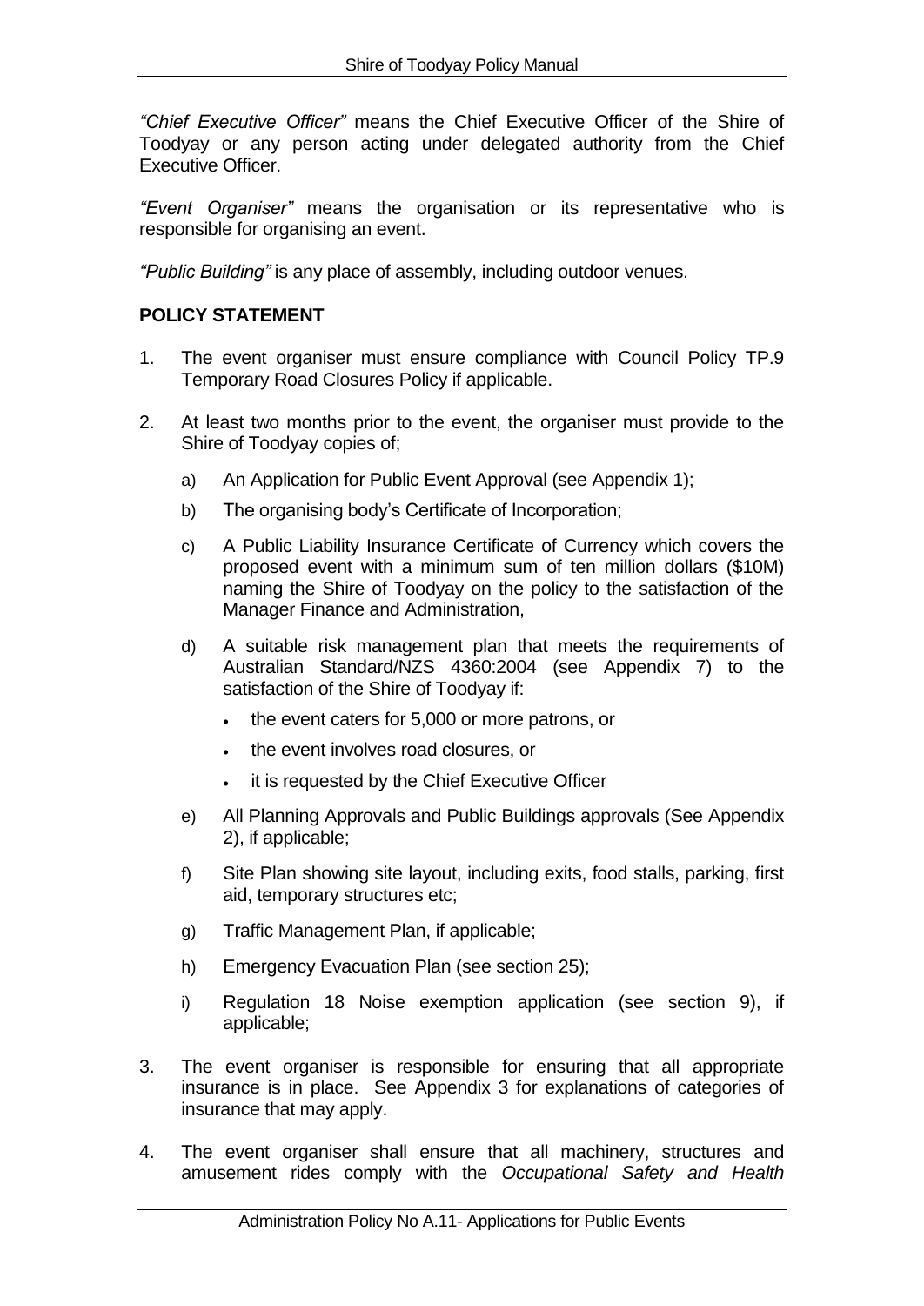*"Chief Executive Officer"* means the Chief Executive Officer of the Shire of Toodyay or any person acting under delegated authority from the Chief Executive Officer.

*"Event Organiser"* means the organisation or its representative who is responsible for organising an event.

*"Public Building"* is any place of assembly, including outdoor venues.

**POLICY STATEMENT**

1. The event organiser must ensure compliance with Council Policy TP.9 Temporary Road Closures Policy if applicable.

2. At least two months prior to the event, the organiser must provide to the Shire of Toodyay copies of;

   a) An Application for Public Event Approval (see Appendix 1);

   b) The organising body's Certificate of Incorporation;

   c) A Public Liability Insurance Certificate of Currency which covers the proposed event with a minimum sum of ten million dollars ($10M) naming the Shire of Toodyay on the policy to the satisfaction of the Manager Finance and Administration,

   d) A suitable risk management plan that meets the requirements of Australian Standard/NZS 4360:2004 (see Appendix 7) to the satisfaction of the Shire of Toodyay if:

      - the event caters for 5,000 or more patrons, or
      - the event involves road closures, or
      - it is requested by the Chief Executive Officer

   e) All Planning Approvals and Public Buildings approvals (See Appendix 2), if applicable;

   f) Site Plan showing site layout, including exits, food stalls, parking, first aid, temporary structures etc;

   g) Traffic Management Plan, if applicable;

   h) Emergency Evacuation Plan (see section 25);

   i) Regulation 18 Noise exemption application (see section 9), if applicable;

3. The event organiser is responsible for ensuring that all appropriate insurance is in place. See Appendix 3 for explanations of categories of insurance that may apply.

4. The event organiser shall ensure that all machinery, structures and amusement rides comply with the *Occupational Safety and Health*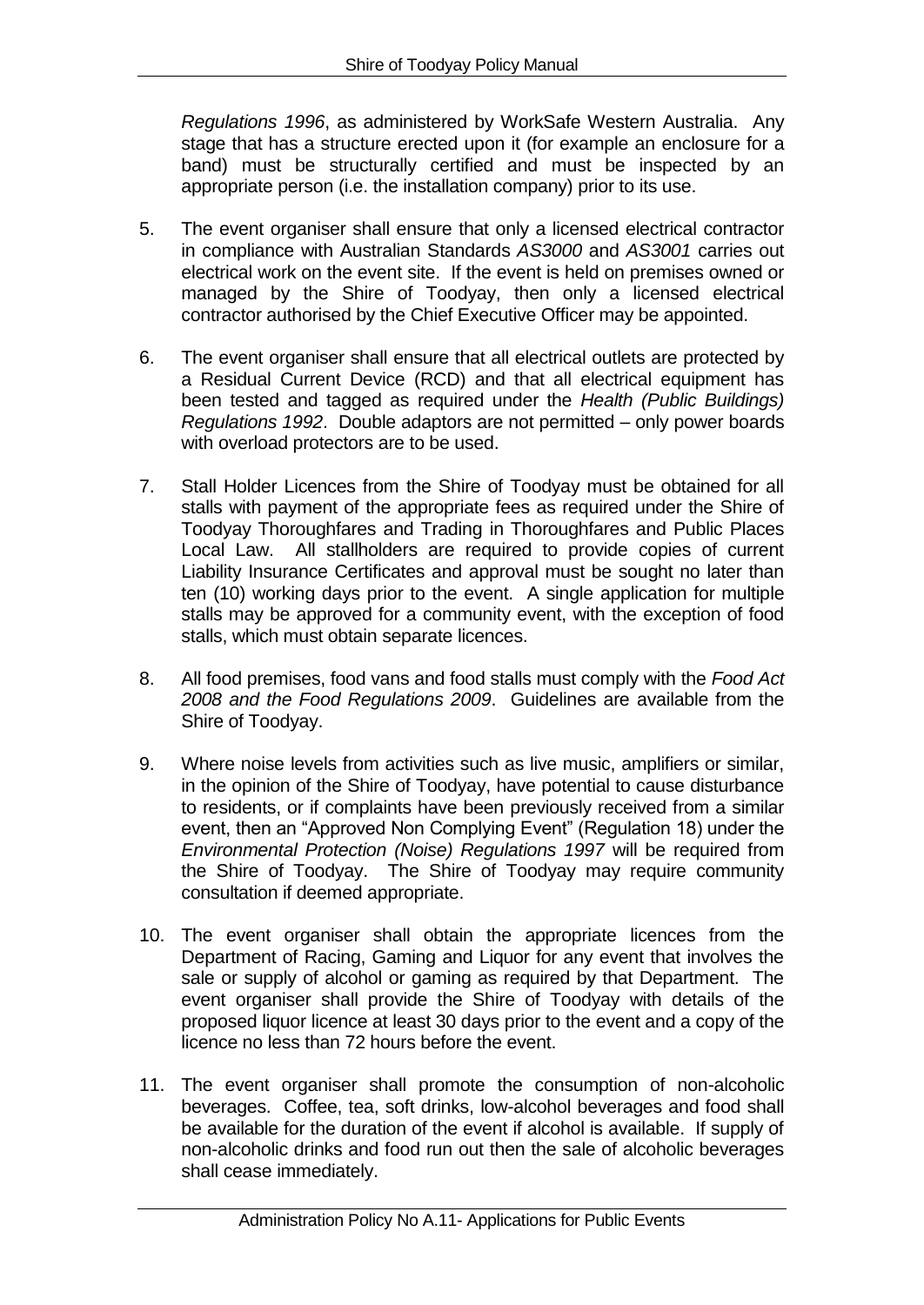*Regulations 1996*, as administered by WorkSafe Western Australia. Any stage that has a structure erected upon it (for example an enclosure for a band) must be structurally certified and must be inspected by an appropriate person (i.e. the installation company) prior to its use.

5. The event organiser shall ensure that only a licensed electrical contractor in compliance with Australian Standards *AS3000* and *AS3001* carries out electrical work on the event site. If the event is held on premises owned or managed by the Shire of Toodyay, then only a licensed electrical contractor authorised by the Chief Executive Officer may be appointed.

6. The event organiser shall ensure that all electrical outlets are protected by a Residual Current Device (RCD) and that all electrical equipment has been tested and tagged as required under the *Health (Public Buildings) Regulations 1992*. Double adaptors are not permitted – only power boards with overload protectors are to be used.

7. Stall Holder Licences from the Shire of Toodyay must be obtained for all stalls with payment of the appropriate fees as required under the Shire of Toodyay Thoroughfares and Trading in Thoroughfares and Public Places Local Law. All stallholders are required to provide copies of current Liability Insurance Certificates and approval must be sought no later than ten (10) working days prior to the event. A single application for multiple stalls may be approved for a community event, with the exception of food stalls, which must obtain separate licences.

8. All food premises, food vans and food stalls must comply with the *Food Act 2008 and the Food Regulations 2009*. Guidelines are available from the Shire of Toodyay.

9. Where noise levels from activities such as live music, amplifiers or similar, in the opinion of the Shire of Toodyay, have potential to cause disturbance to residents, or if complaints have been previously received from a similar event, then an "Approved Non Complying Event" (Regulation 18) under the *Environmental Protection (Noise) Regulations 1997* will be required from the Shire of Toodyay. The Shire of Toodyay may require community consultation if deemed appropriate.

10. The event organiser shall obtain the appropriate licences from the Department of Racing, Gaming and Liquor for any event that involves the sale or supply of alcohol or gaming as required by that Department. The event organiser shall provide the Shire of Toodyay with details of the proposed liquor licence at least 30 days prior to the event and a copy of the licence no less than 72 hours before the event.

11. The event organiser shall promote the consumption of non-alcoholic beverages. Coffee, tea, soft drinks, low-alcohol beverages and food shall be available for the duration of the event if alcohol is available. If supply of non-alcoholic drinks and food run out then the sale of alcoholic beverages shall cease immediately.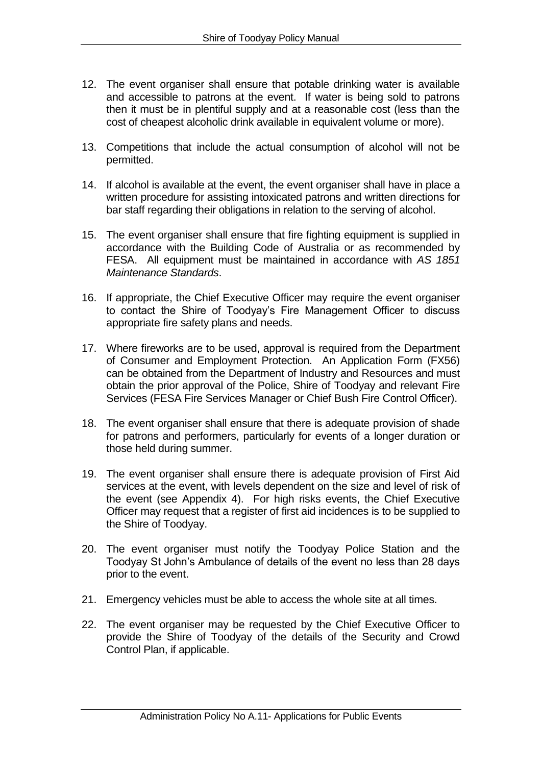12. The event organiser shall ensure that potable drinking water is available and accessible to patrons at the event. If water is being sold to patrons then it must be in plentiful supply and at a reasonable cost (less than the cost of cheapest alcoholic drink available in equivalent volume or more).

13. Competitions that include the actual consumption of alcohol will not be permitted.

14. If alcohol is available at the event, the event organiser shall have in place a written procedure for assisting intoxicated patrons and written directions for bar staff regarding their obligations in relation to the serving of alcohol.

15. The event organiser shall ensure that fire fighting equipment is supplied in accordance with the Building Code of Australia or as recommended by FESA. All equipment must be maintained in accordance with *AS 1851 Maintenance Standards*.

16. If appropriate, the Chief Executive Officer may require the event organiser to contact the Shire of Toodyay's Fire Management Officer to discuss appropriate fire safety plans and needs.

17. Where fireworks are to be used, approval is required from the Department of Consumer and Employment Protection. An Application Form (FX56) can be obtained from the Department of Industry and Resources and must obtain the prior approval of the Police, Shire of Toodyay and relevant Fire Services (FESA Fire Services Manager or Chief Bush Fire Control Officer).

18. The event organiser shall ensure that there is adequate provision of shade for patrons and performers, particularly for events of a longer duration or those held during summer.

19. The event organiser shall ensure there is adequate provision of First Aid services at the event, with levels dependent on the size and level of risk of the event (see Appendix 4). For high risks events, the Chief Executive Officer may request that a register of first aid incidences is to be supplied to the Shire of Toodyay.

20. The event organiser must notify the Toodyay Police Station and the Toodyay St John's Ambulance of details of the event no less than 28 days prior to the event.

21. Emergency vehicles must be able to access the whole site at all times.

22. The event organiser may be requested by the Chief Executive Officer to provide the Shire of Toodyay of the details of the Security and Crowd Control Plan, if applicable.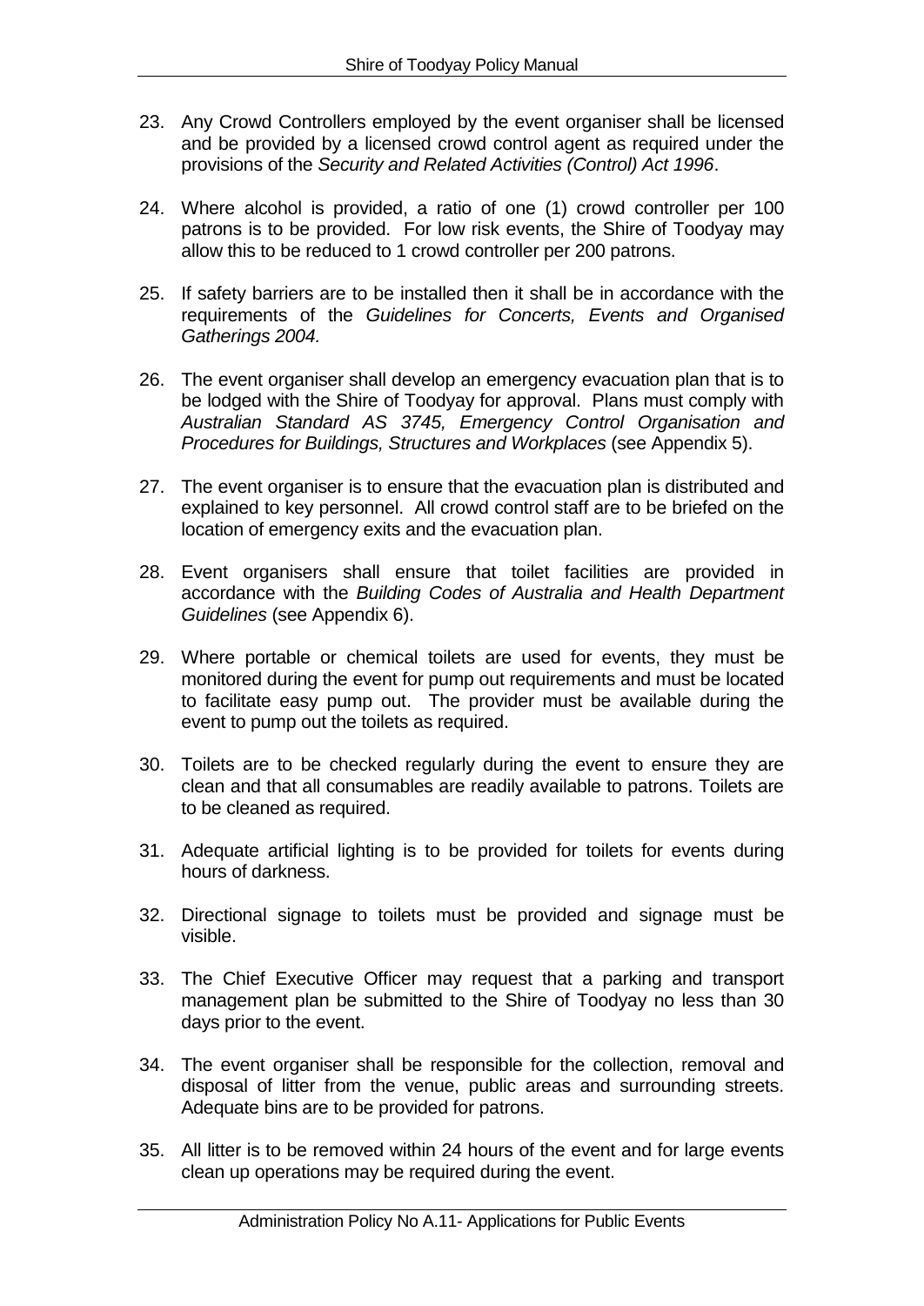23. Any Crowd Controllers employed by the event organiser shall be licensed and be provided by a licensed crowd control agent as required under the provisions of the *Security and Related Activities (Control) Act 1996*.

24. Where alcohol is provided, a ratio of one (1) crowd controller per 100 patrons is to be provided. For low risk events, the Shire of Toodyay may allow this to be reduced to 1 crowd controller per 200 patrons.

25. If safety barriers are to be installed then it shall be in accordance with the requirements of the *Guidelines for Concerts, Events and Organised Gatherings 2004.*

26. The event organiser shall develop an emergency evacuation plan that is to be lodged with the Shire of Toodyay for approval. Plans must comply with *Australian Standard AS 3745, Emergency Control Organisation and Procedures for Buildings, Structures and Workplaces* (see Appendix 5).

27. The event organiser is to ensure that the evacuation plan is distributed and explained to key personnel. All crowd control staff are to be briefed on the location of emergency exits and the evacuation plan.

28. Event organisers shall ensure that toilet facilities are provided in accordance with the *Building Codes of Australia and Health Department Guidelines* (see Appendix 6).

29. Where portable or chemical toilets are used for events, they must be monitored during the event for pump out requirements and must be located to facilitate easy pump out. The provider must be available during the event to pump out the toilets as required.

30. Toilets are to be checked regularly during the event to ensure they are clean and that all consumables are readily available to patrons. Toilets are to be cleaned as required.

31. Adequate artificial lighting is to be provided for toilets for events during hours of darkness.

32. Directional signage to toilets must be provided and signage must be visible.

33. The Chief Executive Officer may request that a parking and transport management plan be submitted to the Shire of Toodyay no less than 30 days prior to the event.

34. The event organiser shall be responsible for the collection, removal and disposal of litter from the venue, public areas and surrounding streets. Adequate bins are to be provided for patrons.

35. All litter is to be removed within 24 hours of the event and for large events clean up operations may be required during the event.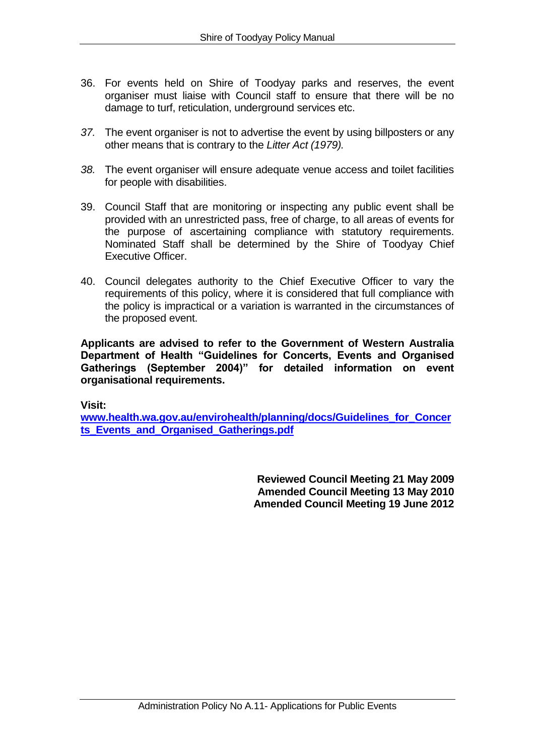36. For events held on Shire of Toodyay parks and reserves, the event organiser must liaise with Council staff to ensure that there will be no damage to turf, reticulation, underground services etc.

37. The event organiser is not to advertise the event by using billposters or any other means that is contrary to the *Litter Act (1979).*

38. The event organiser will ensure adequate venue access and toilet facilities for people with disabilities.

39. Council Staff that are monitoring or inspecting any public event shall be provided with an unrestricted pass, free of charge, to all areas of events for the purpose of ascertaining compliance with statutory requirements. Nominated Staff shall be determined by the Shire of Toodyay Chief Executive Officer.

40. Council delegates authority to the Chief Executive Officer to vary the requirements of this policy, where it is considered that full compliance with the policy is impractical or a variation is warranted in the circumstances of the proposed event.

**Applicants are advised to refer to the Government of Western Australia Department of Health "Guidelines for Concerts, Events and Organised Gatherings (September 2004)" for detailed information on event organisational requirements.**

**Visit:**
**www.health.wa.gov.au/envirohealth/planning/docs/Guidelines_for_Concerts_Events_and_Organised_Gatherings.pdf**

**Reviewed Council Meeting 21 May 2009**
**Amended Council Meeting 13 May 2010**
**Amended Council Meeting 19 June 2012**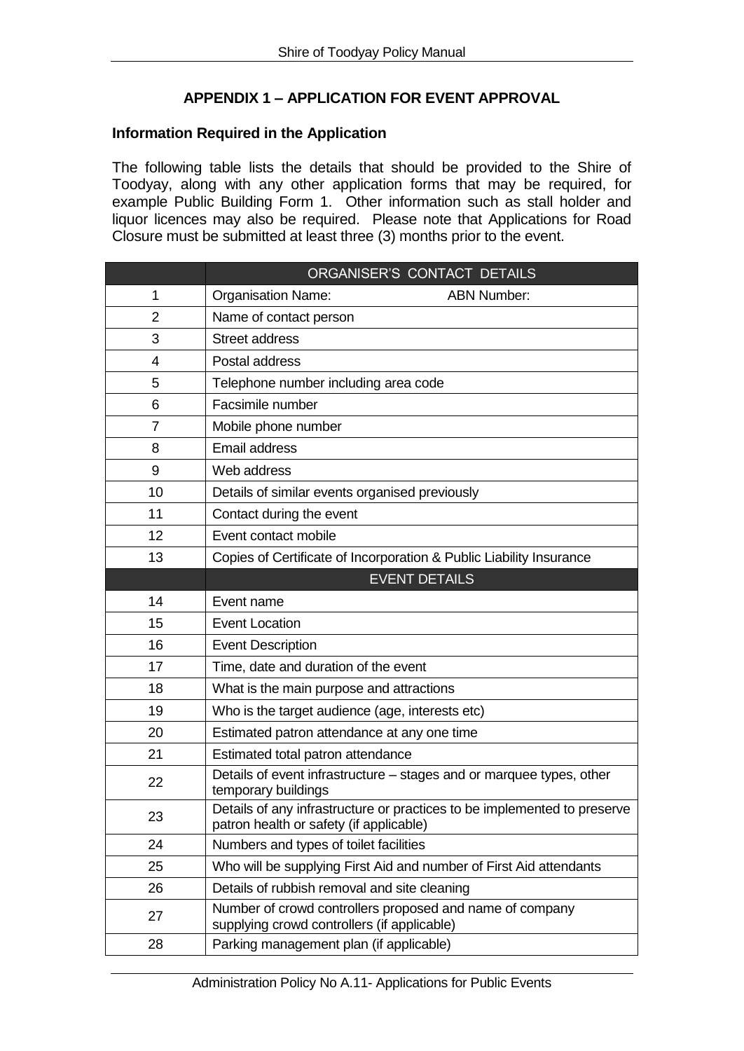## APPENDIX 1 – APPLICATION FOR EVENT APPROVAL

### Information Required in the Application

The following table lists the details that should be provided to the Shire of Toodyay, along with any other application forms that may be required, for example Public Building Form 1. Other information such as stall holder and liquor licences may also be required. Please note that Applications for Road Closure must be submitted at least three (3) months prior to the event.

| | ORGANISER'S CONTACT DETAILS |
|---|---|
| 1 | Organisation Name: ABN Number: |
| 2 | Name of contact person |
| 3 | Street address |
| 4 | Postal address |
| 5 | Telephone number including area code |
| 6 | Facsimile number |
| 7 | Mobile phone number |
| 8 | Email address |
| 9 | Web address |
| 10 | Details of similar events organised previously |
| 11 | Contact during the event |
| 12 | Event contact mobile |
| 13 | Copies of Certificate of Incorporation & Public Liability Insurance |
| | EVENT DETAILS |
| 14 | Event name |
| 15 | Event Location |
| 16 | Event Description |
| 17 | Time, date and duration of the event |
| 18 | What is the main purpose and attractions |
| 19 | Who is the target audience (age, interests etc) |
| 20 | Estimated patron attendance at any one time |
| 21 | Estimated total patron attendance |
| 22 | Details of event infrastructure – stages and or marquee types, other temporary buildings |
| 23 | Details of any infrastructure or practices to be implemented to preserve patron health or safety (if applicable) |
| 24 | Numbers and types of toilet facilities |
| 25 | Who will be supplying First Aid and number of First Aid attendants |
| 26 | Details of rubbish removal and site cleaning |
| 27 | Number of crowd controllers proposed and name of company supplying crowd controllers (if applicable) |
| 28 | Parking management plan (if applicable) |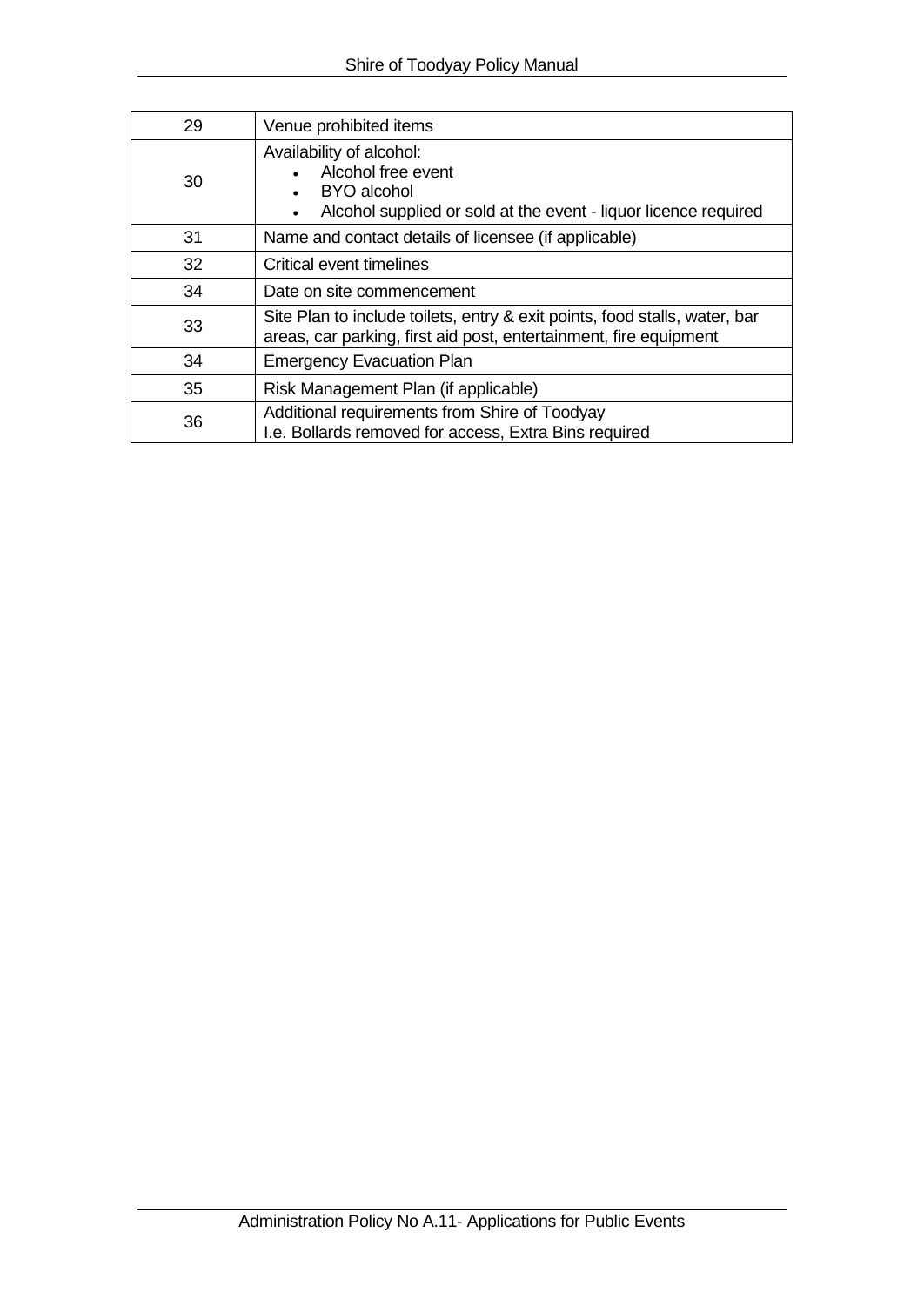| 29 | Venue prohibited items |
|---|---|
| 30 | Availability of alcohol:<br>• Alcohol free event<br>• BYO alcohol<br>• Alcohol supplied or sold at the event - liquor licence required |
| 31 | Name and contact details of licensee (if applicable) |
| 32 | Critical event timelines |
| 34 | Date on site commencement |
| 33 | Site Plan to include toilets, entry & exit points, food stalls, water, bar areas, car parking, first aid post, entertainment, fire equipment |
| 34 | Emergency Evacuation Plan |
| 35 | Risk Management Plan (if applicable) |
| 36 | Additional requirements from Shire of Toodyay<br>I.e. Bollards removed for access, Extra Bins required |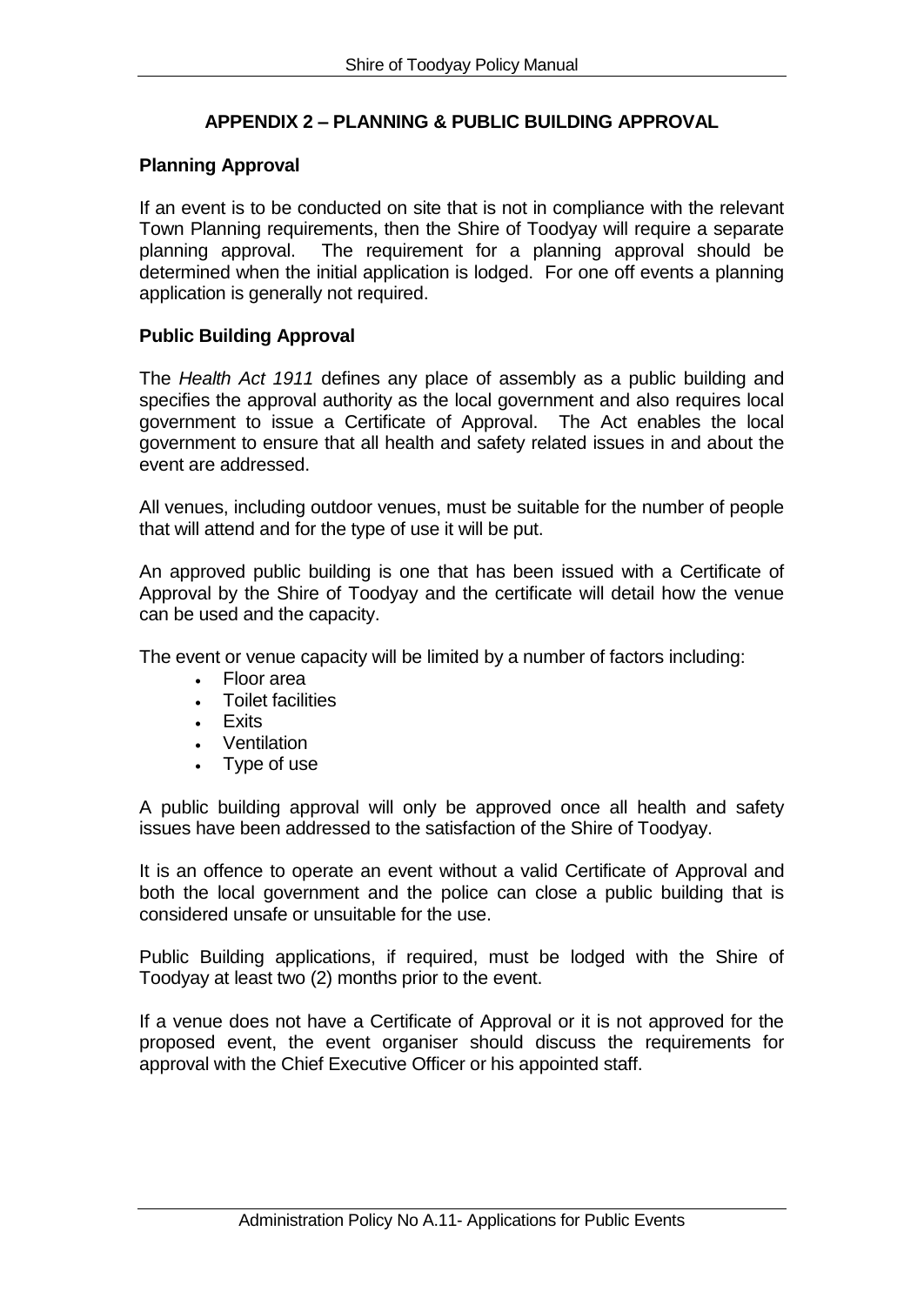## APPENDIX 2 – PLANNING & PUBLIC BUILDING APPROVAL

### Planning Approval

If an event is to be conducted on site that is not in compliance with the relevant Town Planning requirements, then the Shire of Toodyay will require a separate planning approval. The requirement for a planning approval should be determined when the initial application is lodged. For one off events a planning application is generally not required.

### Public Building Approval

The *Health Act 1911* defines any place of assembly as a public building and specifies the approval authority as the local government and also requires local government to issue a Certificate of Approval. The Act enables the local government to ensure that all health and safety related issues in and about the event are addressed.

All venues, including outdoor venues, must be suitable for the number of people that will attend and for the type of use it will be put.

An approved public building is one that has been issued with a Certificate of Approval by the Shire of Toodyay and the certificate will detail how the venue can be used and the capacity.

The event or venue capacity will be limited by a number of factors including:

- Floor area
- Toilet facilities
- Exits
- Ventilation
- Type of use

A public building approval will only be approved once all health and safety issues have been addressed to the satisfaction of the Shire of Toodyay.

It is an offence to operate an event without a valid Certificate of Approval and both the local government and the police can close a public building that is considered unsafe or unsuitable for the use.

Public Building applications, if required, must be lodged with the Shire of Toodyay at least two (2) months prior to the event.

If a venue does not have a Certificate of Approval or it is not approved for the proposed event, the event organiser should discuss the requirements for approval with the Chief Executive Officer or his appointed staff.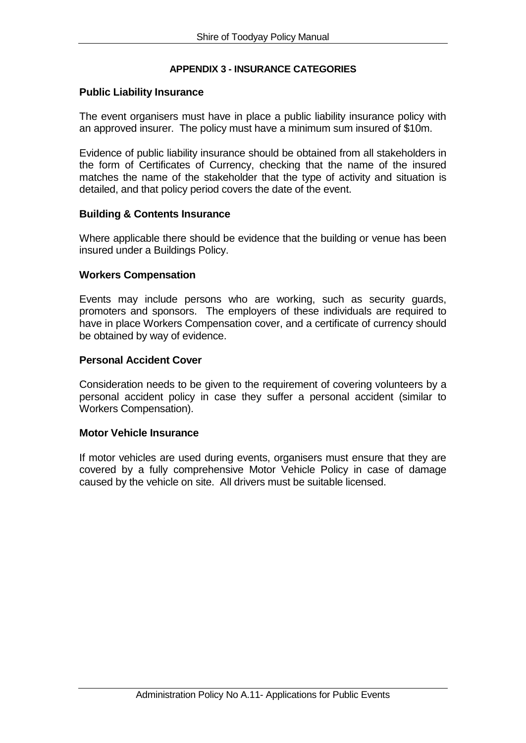## APPENDIX 3 - INSURANCE CATEGORIES

### Public Liability Insurance

The event organisers must have in place a public liability insurance policy with an approved insurer. The policy must have a minimum sum insured of $10m.

Evidence of public liability insurance should be obtained from all stakeholders in the form of Certificates of Currency, checking that the name of the insured matches the name of the stakeholder that the type of activity and situation is detailed, and that policy period covers the date of the event.

### Building & Contents Insurance

Where applicable there should be evidence that the building or venue has been insured under a Buildings Policy.

### Workers Compensation

Events may include persons who are working, such as security guards, promoters and sponsors. The employers of these individuals are required to have in place Workers Compensation cover, and a certificate of currency should be obtained by way of evidence.

### Personal Accident Cover

Consideration needs to be given to the requirement of covering volunteers by a personal accident policy in case they suffer a personal accident (similar to Workers Compensation).

### Motor Vehicle Insurance

If motor vehicles are used during events, organisers must ensure that they are covered by a fully comprehensive Motor Vehicle Policy in case of damage caused by the vehicle on site. All drivers must be suitable licensed.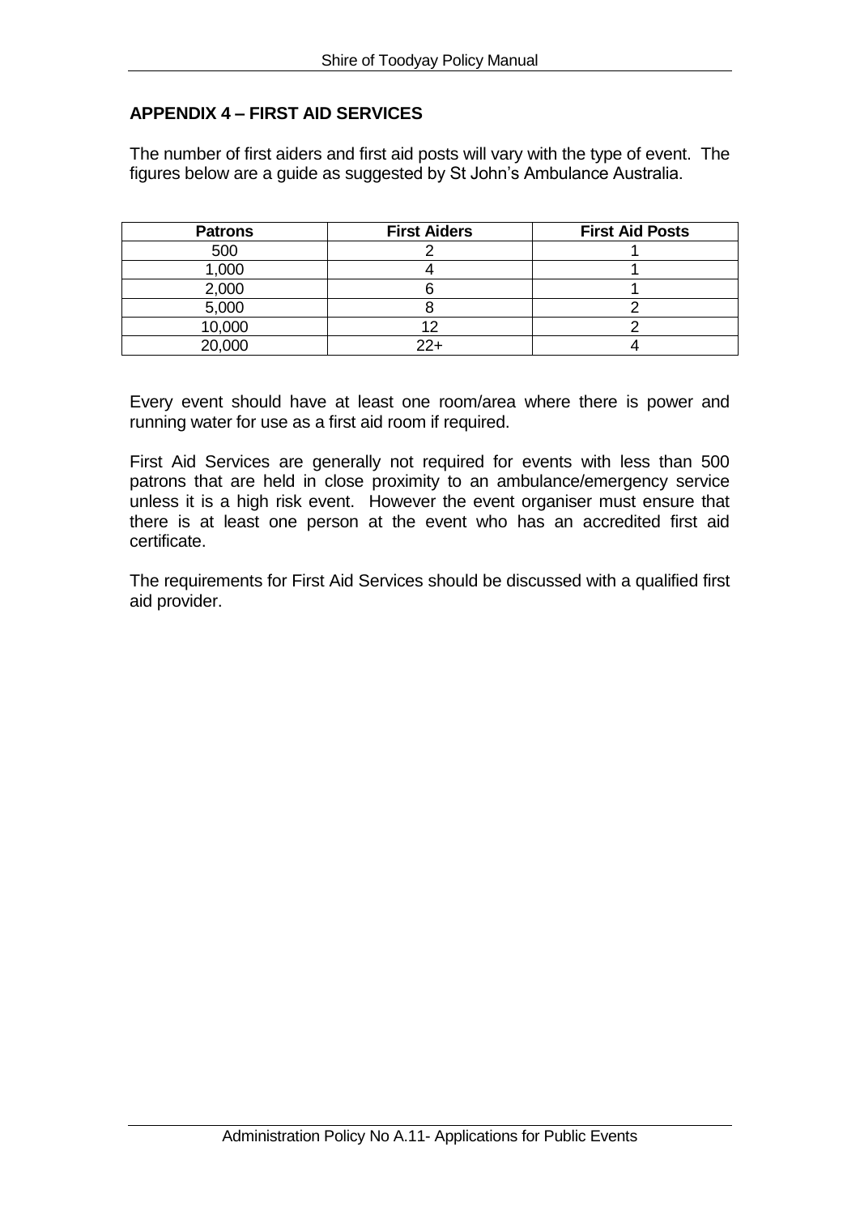## APPENDIX 4 – FIRST AID SERVICES

The number of first aiders and first aid posts will vary with the type of event. The figures below are a guide as suggested by St John's Ambulance Australia.

| Patrons | First Aiders | First Aid Posts |
|---|---|---|
| 500 | 2 | 1 |
| 1,000 | 4 | 1 |
| 2,000 | 6 | 1 |
| 5,000 | 8 | 2 |
| 10,000 | 12 | 2 |
| 20,000 | 22+ | 4 |

Every event should have at least one room/area where there is power and running water for use as a first aid room if required.

First Aid Services are generally not required for events with less than 500 patrons that are held in close proximity to an ambulance/emergency service unless it is a high risk event. However the event organiser must ensure that there is at least one person at the event who has an accredited first aid certificate.

The requirements for First Aid Services should be discussed with a qualified first aid provider.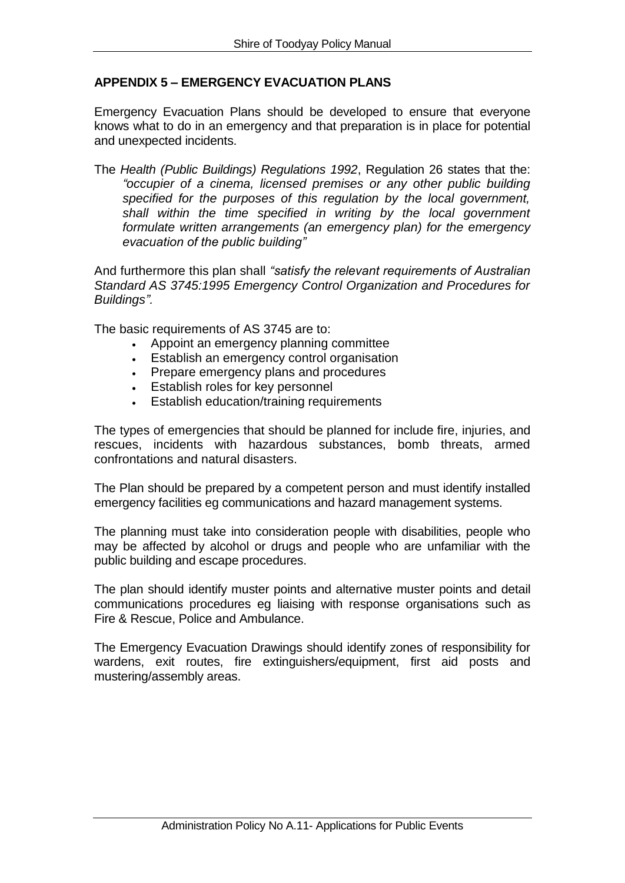## APPENDIX 5 – EMERGENCY EVACUATION PLANS

Emergency Evacuation Plans should be developed to ensure that everyone knows what to do in an emergency and that preparation is in place for potential and unexpected incidents.

The *Health (Public Buildings) Regulations 1992*, Regulation 26 states that the:

> *"occupier of a cinema, licensed premises or any other public building specified for the purposes of this regulation by the local government, shall within the time specified in writing by the local government formulate written arrangements (an emergency plan) for the emergency evacuation of the public building"*

And furthermore this plan shall *"satisfy the relevant requirements of Australian Standard AS 3745:1995 Emergency Control Organization and Procedures for Buildings".*

The basic requirements of AS 3745 are to:

- Appoint an emergency planning committee
- Establish an emergency control organisation
- Prepare emergency plans and procedures
- Establish roles for key personnel
- Establish education/training requirements

The types of emergencies that should be planned for include fire, injuries, and rescues, incidents with hazardous substances, bomb threats, armed confrontations and natural disasters.

The Plan should be prepared by a competent person and must identify installed emergency facilities eg communications and hazard management systems.

The planning must take into consideration people with disabilities, people who may be affected by alcohol or drugs and people who are unfamiliar with the public building and escape procedures.

The plan should identify muster points and alternative muster points and detail communications procedures eg liaising with response organisations such as Fire & Rescue, Police and Ambulance.

The Emergency Evacuation Drawings should identify zones of responsibility for wardens, exit routes, fire extinguishers/equipment, first aid posts and mustering/assembly areas.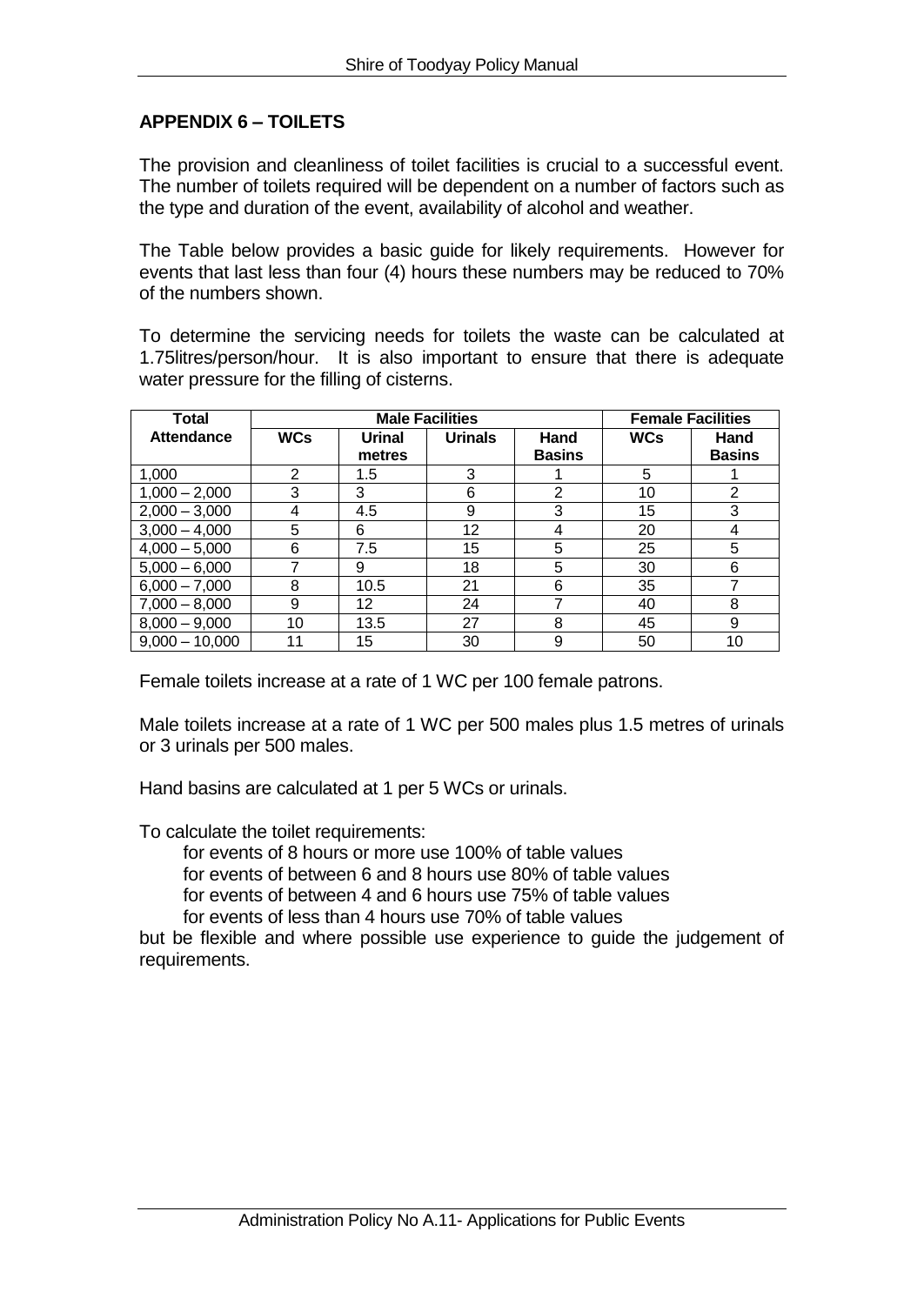## APPENDIX 6 – TOILETS

The provision and cleanliness of toilet facilities is crucial to a successful event. The number of toilets required will be dependent on a number of factors such as the type and duration of the event, availability of alcohol and weather.

The Table below provides a basic guide for likely requirements. However for events that last less than four (4) hours these numbers may be reduced to 70% of the numbers shown.

To determine the servicing needs for toilets the waste can be calculated at 1.75litres/person/hour. It is also important to ensure that there is adequate water pressure for the filling of cisterns.

| Total Attendance | Male Facilities | | | | Female Facilities | |
|---|---|---|---|---|---|---|
| | WCs | Urinal metres | Urinals | Hand Basins | WCs | Hand Basins |
| 1,000 | 2 | 1.5 | 3 | 1 | 5 | 1 |
| 1,000 – 2,000 | 3 | 3 | 6 | 2 | 10 | 2 |
| 2,000 – 3,000 | 4 | 4.5 | 9 | 3 | 15 | 3 |
| 3,000 – 4,000 | 5 | 6 | 12 | 4 | 20 | 4 |
| 4,000 – 5,000 | 6 | 7.5 | 15 | 5 | 25 | 5 |
| 5,000 – 6,000 | 7 | 9 | 18 | 5 | 30 | 6 |
| 6,000 – 7,000 | 8 | 10.5 | 21 | 6 | 35 | 7 |
| 7,000 – 8,000 | 9 | 12 | 24 | 7 | 40 | 8 |
| 8,000 – 9,000 | 10 | 13.5 | 27 | 8 | 45 | 9 |
| 9,000 – 10,000 | 11 | 15 | 30 | 9 | 50 | 10 |

Female toilets increase at a rate of 1 WC per 100 female patrons.

Male toilets increase at a rate of 1 WC per 500 males plus 1.5 metres of urinals or 3 urinals per 500 males.

Hand basins are calculated at 1 per 5 WCs or urinals.

To calculate the toilet requirements:

- for events of 8 hours or more use 100% of table values
- for events of between 6 and 8 hours use 80% of table values
- for events of between 4 and 6 hours use 75% of table values
- for events of less than 4 hours use 70% of table values

but be flexible and where possible use experience to guide the judgement of requirements.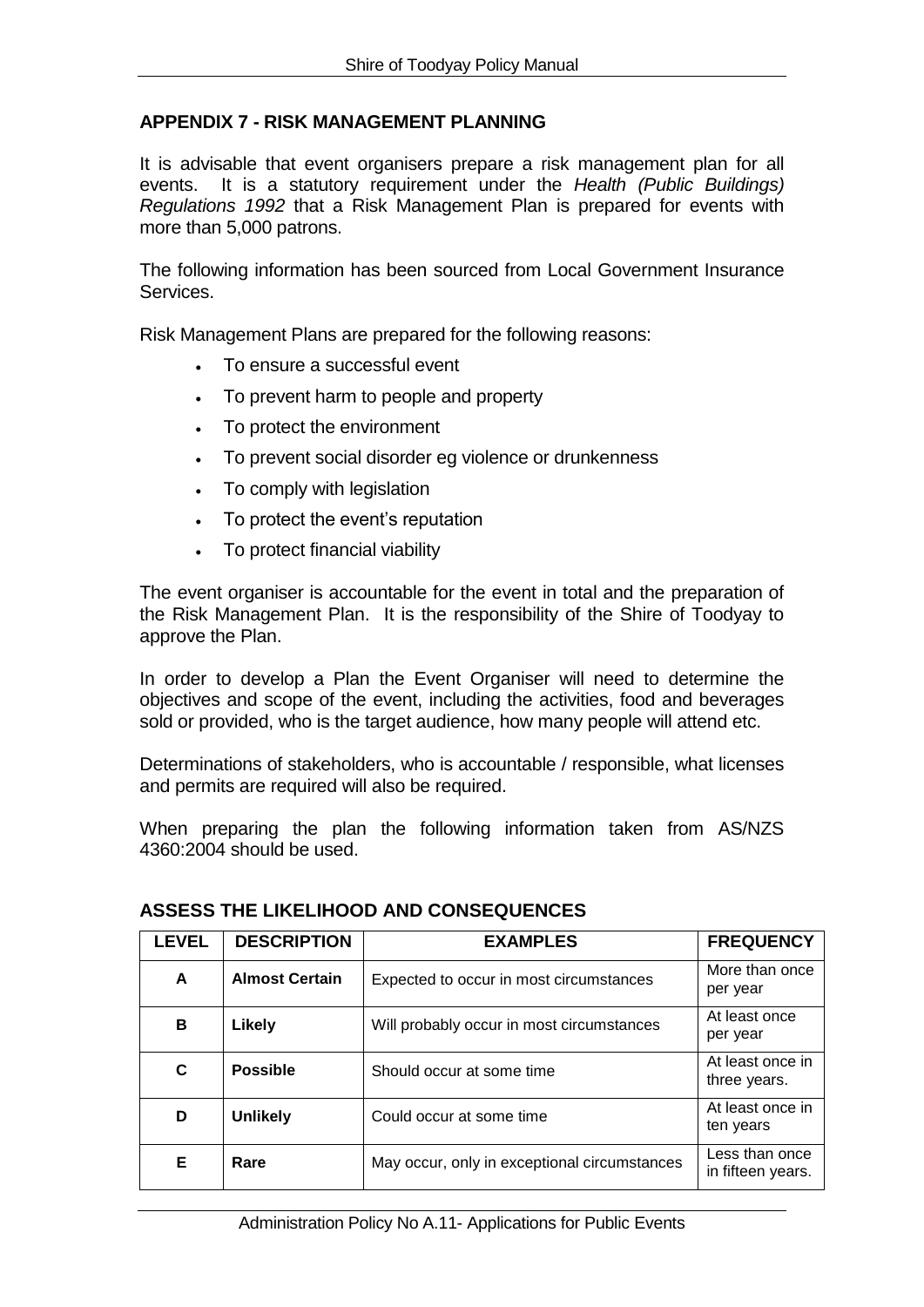## APPENDIX 7 - RISK MANAGEMENT PLANNING

It is advisable that event organisers prepare a risk management plan for all events. It is a statutory requirement under the *Health (Public Buildings) Regulations 1992* that a Risk Management Plan is prepared for events with more than 5,000 patrons.

The following information has been sourced from Local Government Insurance Services.

Risk Management Plans are prepared for the following reasons:

- To ensure a successful event
- To prevent harm to people and property
- To protect the environment
- To prevent social disorder eg violence or drunkenness
- To comply with legislation
- To protect the event's reputation
- To protect financial viability

The event organiser is accountable for the event in total and the preparation of the Risk Management Plan. It is the responsibility of the Shire of Toodyay to approve the Plan.

In order to develop a Plan the Event Organiser will need to determine the objectives and scope of the event, including the activities, food and beverages sold or provided, who is the target audience, how many people will attend etc.

Determinations of stakeholders, who is accountable / responsible, what licenses and permits are required will also be required.

When preparing the plan the following information taken from AS/NZS 4360:2004 should be used.

### ASSESS THE LIKELIHOOD AND CONSEQUENCES

| LEVEL | DESCRIPTION | EXAMPLES | FREQUENCY |
|---|---|---|---|
| **A** | **Almost Certain** | Expected to occur in most circumstances | More than once per year |
| **B** | **Likely** | Will probably occur in most circumstances | At least once per year |
| **C** | **Possible** | Should occur at some time | At least once in three years. |
| **D** | **Unlikely** | Could occur at some time | At least once in ten years |
| **E** | **Rare** | May occur, only in exceptional circumstances | Less than once in fifteen years. |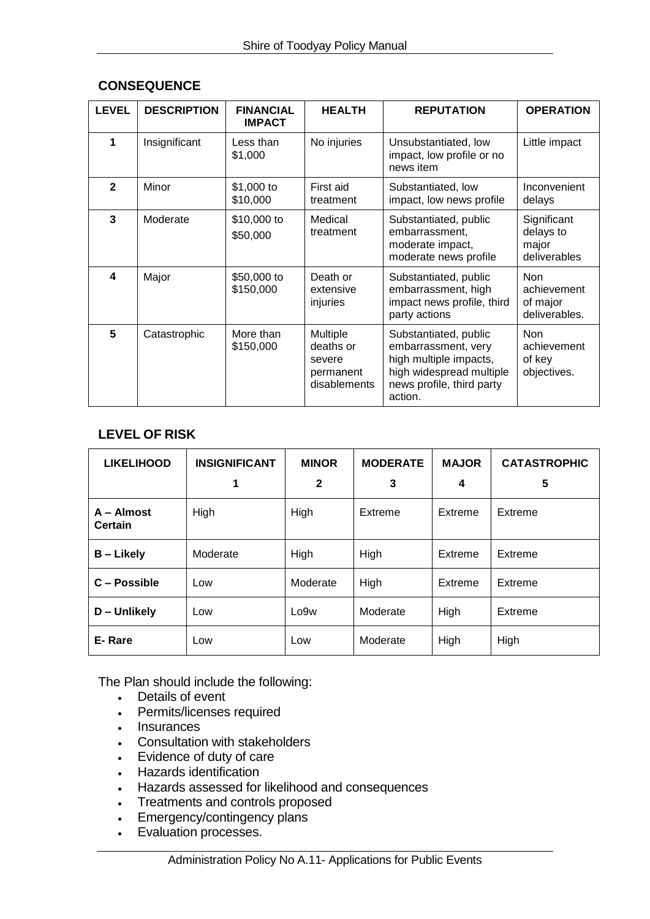## CONSEQUENCE

| LEVEL | DESCRIPTION | FINANCIAL IMPACT | HEALTH | REPUTATION | OPERATION |
|---|---|---|---|---|---|
| 1 | Insignificant | Less than $1,000 | No injuries | Unsubstantiated, low impact, low profile or no news item | Little impact |
| 2 | Minor | $1,000 to $10,000 | First aid treatment | Substantiated, low impact, low news profile | Inconvenient delays |
| 3 | Moderate | $10,000 to $50,000 | Medical treatment | Substantiated, public embarrassment, moderate impact, moderate news profile | Significant delays to major deliverables |
| 4 | Major | $50,000 to $150,000 | Death or extensive injuries | Substantiated, public embarrassment, high impact news profile, third party actions | Non achievement of major deliverables. |
| 5 | Catastrophic | More than $150,000 | Multiple deaths or severe permanent disablements | Substantiated, public embarrassment, very high multiple impacts, high widespread multiple news profile, third party action. | Non achievement of key objectives. |

## LEVEL OF RISK

| LIKELIHOOD | INSIGNIFICANT 1 | MINOR 2 | MODERATE 3 | MAJOR 4 | CATASTROPHIC 5 |
|---|---|---|---|---|---|
| **A – Almost Certain** | High | High | Extreme | Extreme | Extreme |
| **B – Likely** | Moderate | High | High | Extreme | Extreme |
| **C – Possible** | Low | Moderate | High | Extreme | Extreme |
| **D – Unlikely** | Low | Lo9w | Moderate | High | Extreme |
| **E- Rare** | Low | Low | Moderate | High | High |

The Plan should include the following:

- Details of event
- Permits/licenses required
- Insurances
- Consultation with stakeholders
- Evidence of duty of care
- Hazards identification
- Hazards assessed for likelihood and consequences
- Treatments and controls proposed
- Emergency/contingency plans
- Evaluation processes.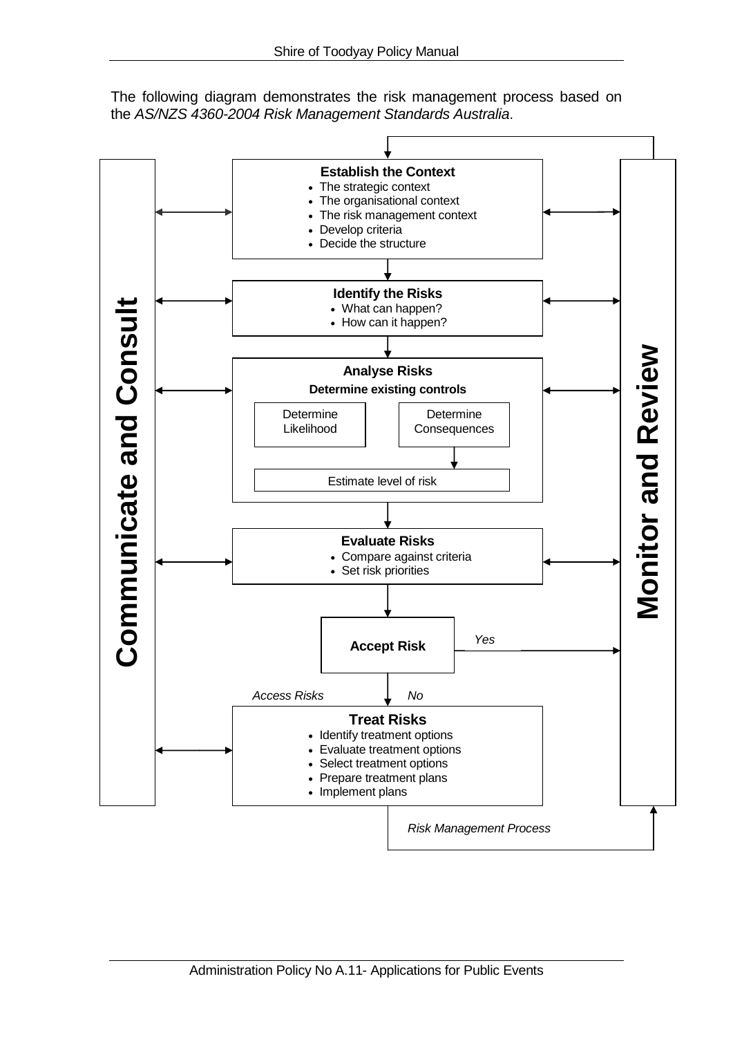The following diagram demonstrates the risk management process based on the *AS/NZS 4360-2004 Risk Management Standards Australia*.

**Communicate and Consult**

**Establish the Context**
- The strategic context
- The organisational context
- The risk management context
- Develop criteria
- Decide the structure

**Identify the Risks**
- What can happen?
- How can it happen?

**Analyse Risks**

**Determine existing controls**

Determine Likelihood

Determine Consequences

Estimate level of risk

**Evaluate Risks**
- Compare against criteria
- Set risk priorities

**Accept Risk**

*Yes*

*Access Risks*

*No*

**Treat Risks**
- Identify treatment options
- Evaluate treatment options
- Select treatment options
- Prepare treatment plans
- Implement plans

**Monitor and Review**

*Risk Management Process*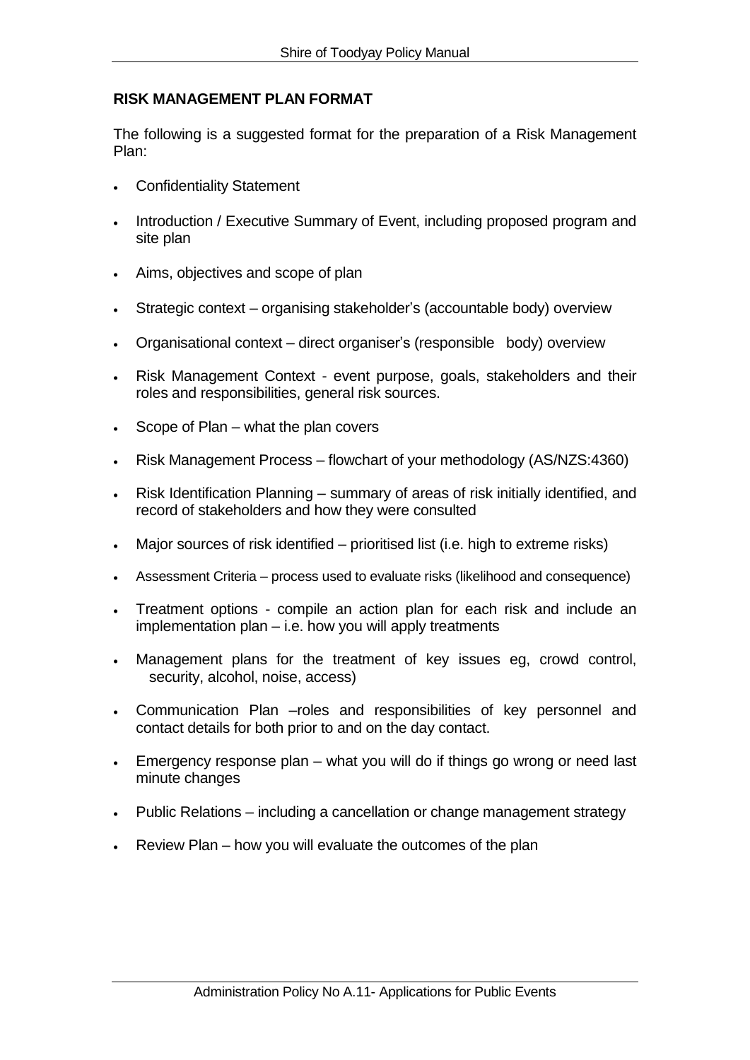## RISK MANAGEMENT PLAN FORMAT

The following is a suggested format for the preparation of a Risk Management Plan:

- Confidentiality Statement
- Introduction / Executive Summary of Event, including proposed program and site plan
- Aims, objectives and scope of plan
- Strategic context – organising stakeholder's (accountable body) overview
- Organisational context – direct organiser's (responsible body) overview
- Risk Management Context - event purpose, goals, stakeholders and their roles and responsibilities, general risk sources.
- Scope of Plan – what the plan covers
- Risk Management Process – flowchart of your methodology (AS/NZS:4360)
- Risk Identification Planning – summary of areas of risk initially identified, and record of stakeholders and how they were consulted
- Major sources of risk identified – prioritised list (i.e. high to extreme risks)
- Assessment Criteria – process used to evaluate risks (likelihood and consequence)
- Treatment options - compile an action plan for each risk and include an implementation plan – i.e. how you will apply treatments
- Management plans for the treatment of key issues eg, crowd control, security, alcohol, noise, access)
- Communication Plan –roles and responsibilities of key personnel and contact details for both prior to and on the day contact.
- Emergency response plan – what you will do if things go wrong or need last minute changes
- Public Relations – including a cancellation or change management strategy
- Review Plan – how you will evaluate the outcomes of the plan